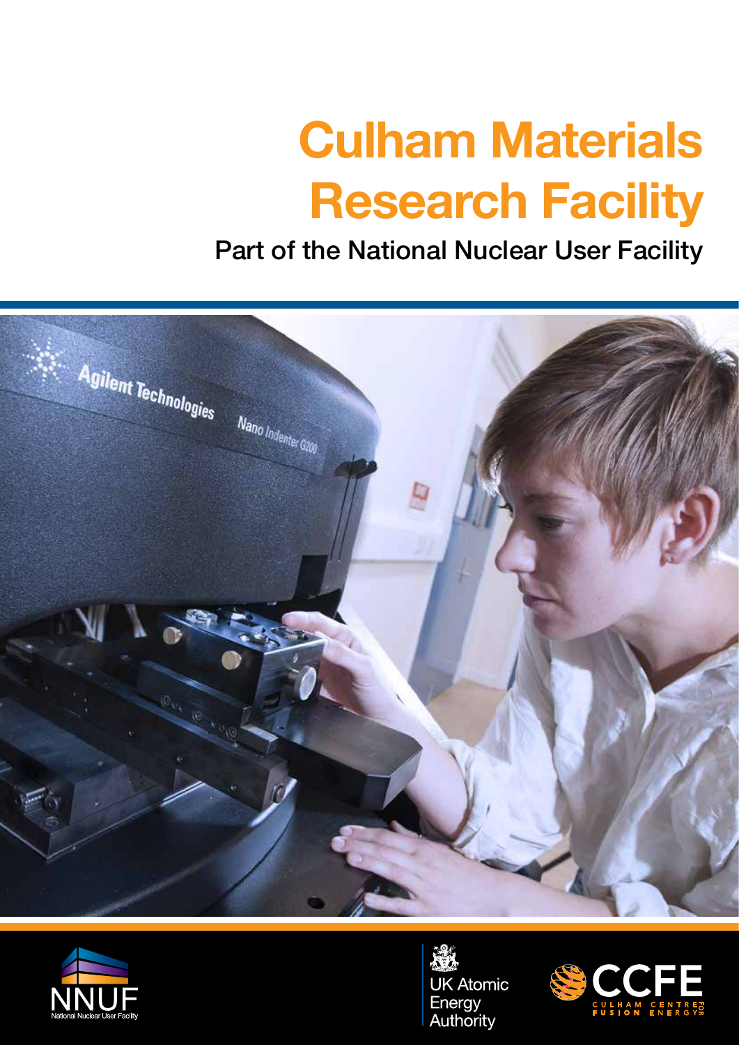# Culham Materials Research Facility

## Part of the National Nuclear User Facility

NNUF
National Nuclear User Facility

UK Atomic Energy Authority

CCFE
CULHAM CENTRE FOR FUSION ENERGY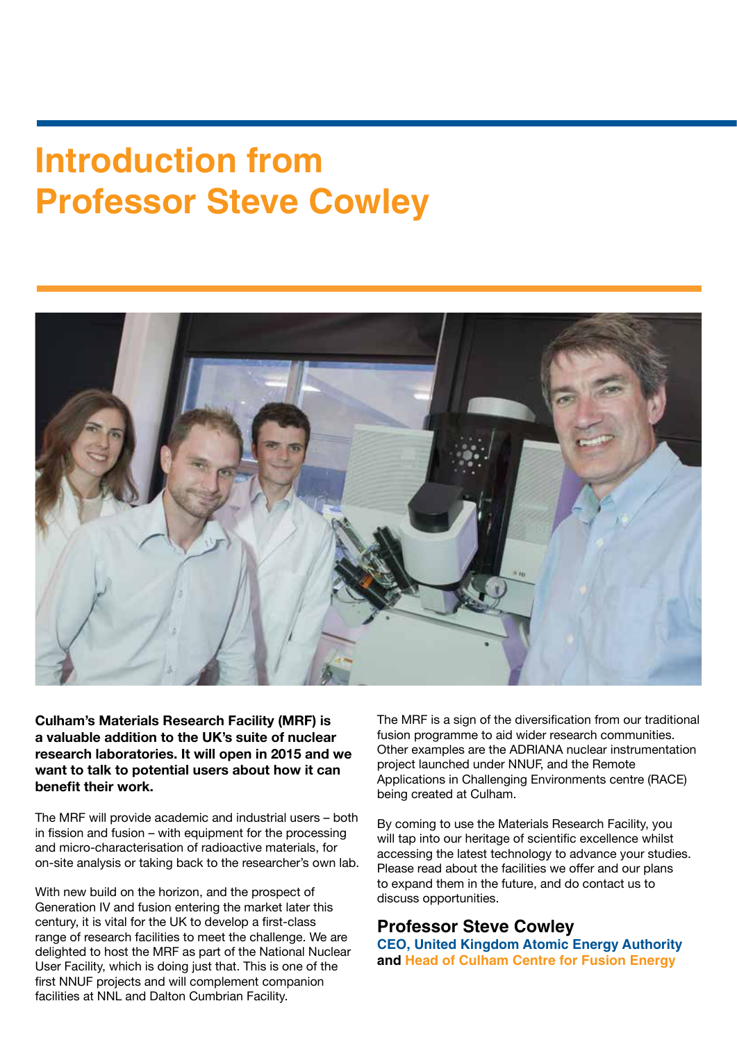# Introduction from Professor Steve Cowley

**Culham's Materials Research Facility (MRF) is a valuable addition to the UK's suite of nuclear research laboratories. It will open in 2015 and we want to talk to potential users about how it can benefit their work.**

The MRF will provide academic and industrial users – both in fission and fusion – with equipment for the processing and micro-characterisation of radioactive materials, for on-site analysis or taking back to the researcher's own lab.

With new build on the horizon, and the prospect of Generation IV and fusion entering the market later this century, it is vital for the UK to develop a first-class range of research facilities to meet the challenge. We are delighted to host the MRF as part of the National Nuclear User Facility, which is doing just that. This is one of the first NNUF projects and will complement companion facilities at NNL and Dalton Cumbrian Facility.

The MRF is a sign of the diversification from our traditional fusion programme to aid wider research communities. Other examples are the ADRIANA nuclear instrumentation project launched under NNUF, and the Remote Applications in Challenging Environments centre (RACE) being created at Culham.

By coming to use the Materials Research Facility, you will tap into our heritage of scientific excellence whilst accessing the latest technology to advance your studies. Please read about the facilities we offer and our plans to expand them in the future, and do contact us to discuss opportunities.

## Professor Steve Cowley

**CEO, United Kingdom Atomic Energy Authority**
**and Head of Culham Centre for Fusion Energy**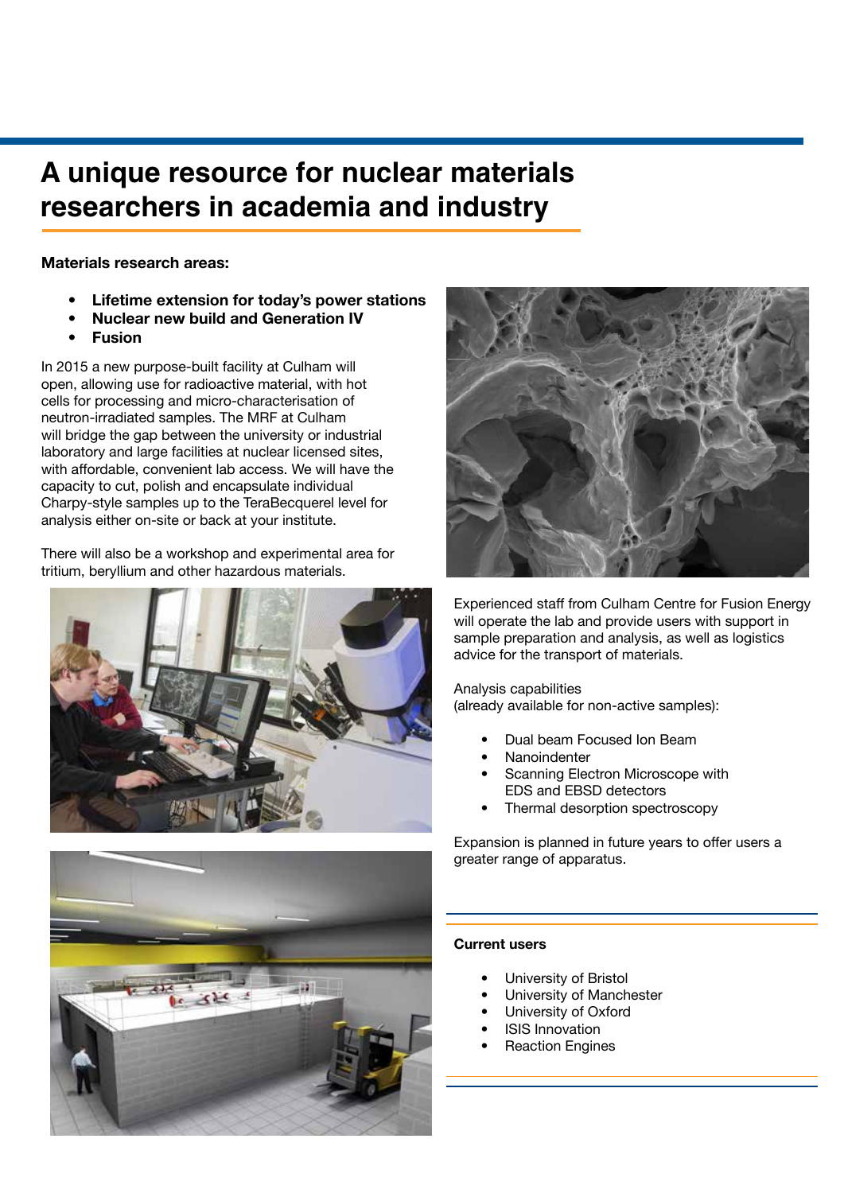# A unique resource for nuclear materials researchers in academia and industry

**Materials research areas:**

- **Lifetime extension for today's power stations**
- **Nuclear new build and Generation IV**
- **Fusion**

In 2015 a new purpose-built facility at Culham will open, allowing use for radioactive material, with hot cells for processing and micro-characterisation of neutron-irradiated samples. The MRF at Culham will bridge the gap between the university or industrial laboratory and large facilities at nuclear licensed sites, with affordable, convenient lab access. We will have the capacity to cut, polish and encapsulate individual Charpy-style samples up to the TeraBecquerel level for analysis either on-site or back at your institute.

There will also be a workshop and experimental area for tritium, beryllium and other hazardous materials.

Experienced staff from Culham Centre for Fusion Energy will operate the lab and provide users with support in sample preparation and analysis, as well as logistics advice for the transport of materials.

Analysis capabilities
(already available for non-active samples):

- Dual beam Focused Ion Beam
- Nanoindenter
- Scanning Electron Microscope with EDS and EBSD detectors
- Thermal desorption spectroscopy

Expansion is planned in future years to offer users a greater range of apparatus.

**Current users**

- University of Bristol
- University of Manchester
- University of Oxford
- ISIS Innovation
- Reaction Engines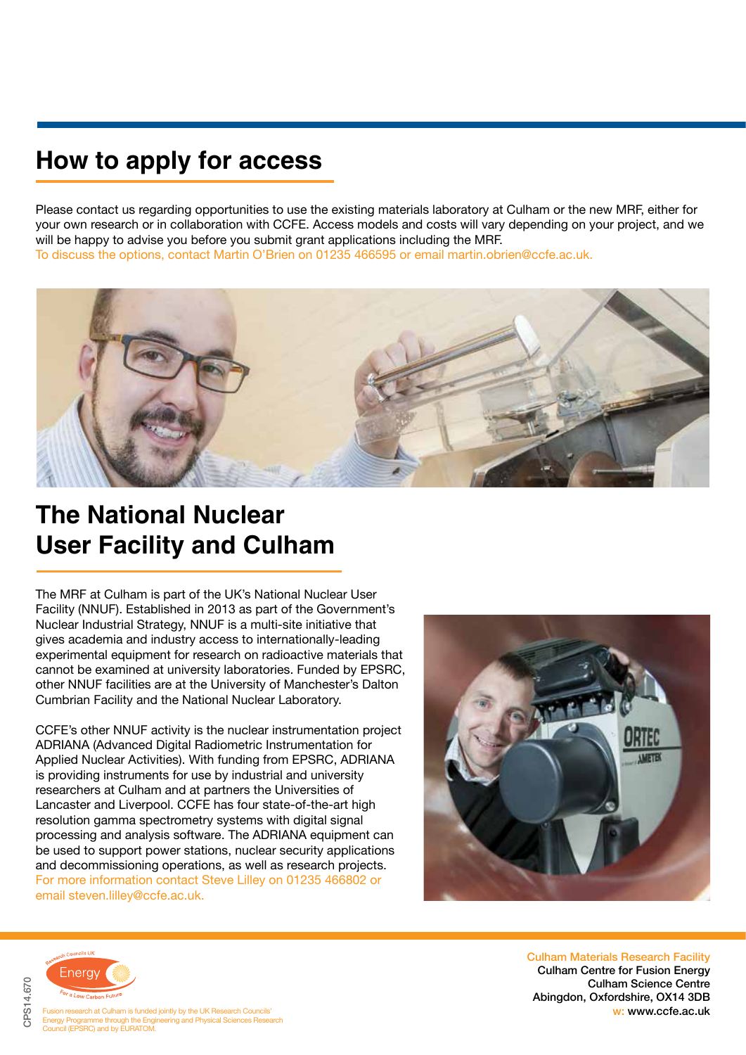## How to apply for access

Please contact us regarding opportunities to use the existing materials laboratory at Culham or the new MRF, either for your own research or in collaboration with CCFE. Access models and costs will vary depending on your project, and we will be happy to advise you before you submit grant applications including the MRF.
To discuss the options, contact Martin O'Brien on 01235 466595 or email martin.obrien@ccfe.ac.uk.

## The National Nuclear User Facility and Culham

The MRF at Culham is part of the UK's National Nuclear User Facility (NNUF). Established in 2013 as part of the Government's Nuclear Industrial Strategy, NNUF is a multi-site initiative that gives academia and industry access to internationally-leading experimental equipment for research on radioactive materials that cannot be examined at university laboratories. Funded by EPSRC, other NNUF facilities are at the University of Manchester's Dalton Cumbrian Facility and the National Nuclear Laboratory.

CCFE's other NNUF activity is the nuclear instrumentation project ADRIANA (Advanced Digital Radiometric Instrumentation for Applied Nuclear Activities). With funding from EPSRC, ADRIANA is providing instruments for use by industrial and university researchers at Culham and at partners the Universities of Lancaster and Liverpool. CCFE has four state-of-the-art high resolution gamma spectrometry systems with digital signal processing and analysis software. The ADRIANA equipment can be used to support power stations, nuclear security applications and decommissioning operations, as well as research projects.
For more information contact Steve Lilley on 01235 466802 or email steven.lilley@ccfe.ac.uk.

Research Councils UK
Energy
For a Low Carbon Future

Fusion research at Culham is funded jointly by the UK Research Councils' Energy Programme through the Engineering and Physical Sciences Research Council (EPSRC) and by EURATOM.

CPS14.670

Culham Materials Research Facility
Culham Centre for Fusion Energy
Culham Science Centre
Abingdon, Oxfordshire, OX14 3DB
w: www.ccfe.ac.uk